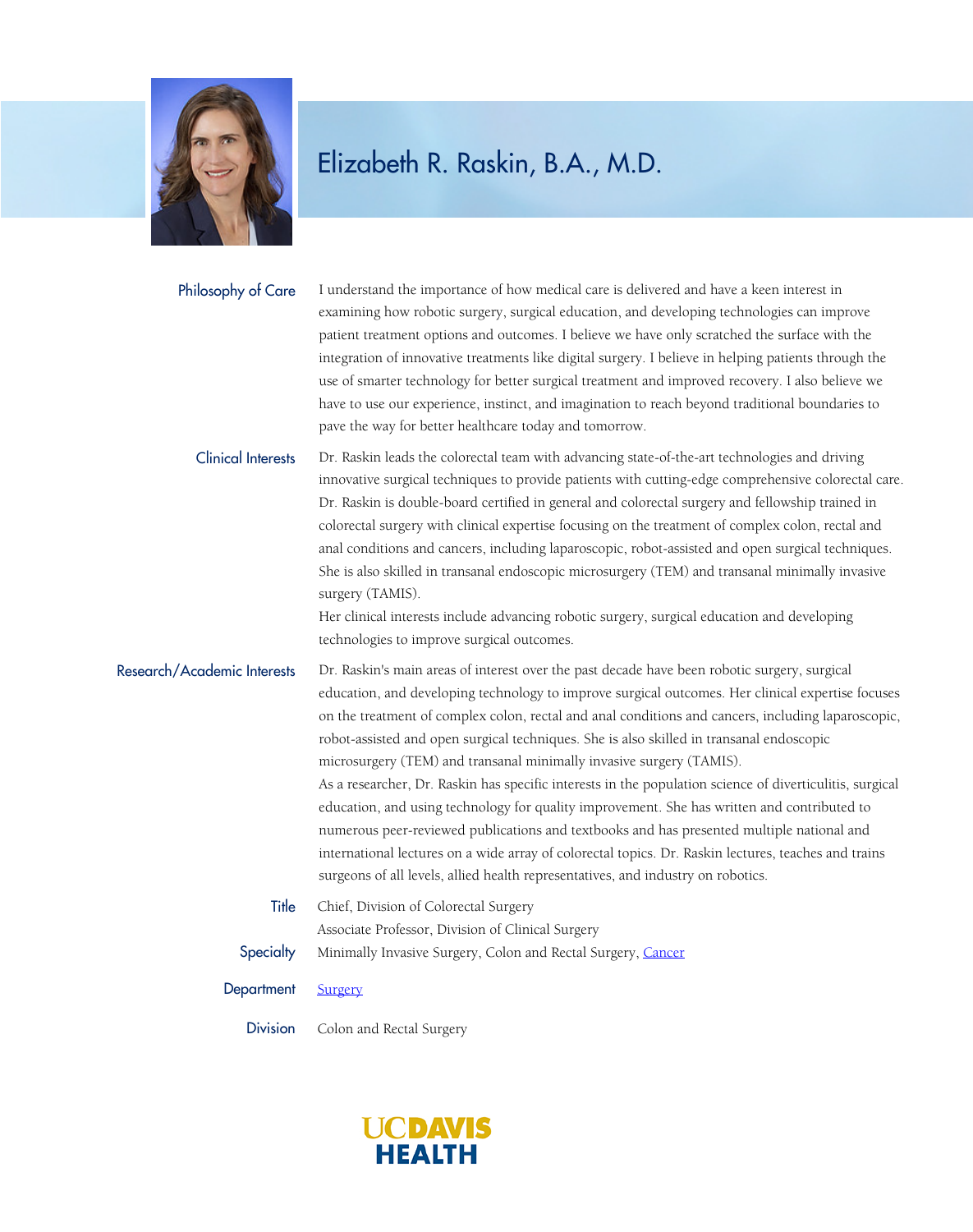# Elizabeth R. Raskin, B.A., M.D.

**Philosophy of Care**

I understand the importance of how medical care is delivered and have a keen interest in examining how robotic surgery, surgical education, and developing technologies can improve patient treatment options and outcomes. I believe we have only scratched the surface with the integration of innovative treatments like digital surgery. I believe in helping patients through the use of smarter technology for better surgical treatment and improved recovery. I also believe we have to use our experience, instinct, and imagination to reach beyond traditional boundaries to pave the way for better healthcare today and tomorrow.

**Clinical Interests**

Dr. Raskin leads the colorectal team with advancing state-of-the-art technologies and driving innovative surgical techniques to provide patients with cutting-edge comprehensive colorectal care. Dr. Raskin is double-board certified in general and colorectal surgery and fellowship trained in colorectal surgery with clinical expertise focusing on the treatment of complex colon, rectal and anal conditions and cancers, including laparoscopic, robot-assisted and open surgical techniques. She is also skilled in transanal endoscopic microsurgery (TEM) and transanal minimally invasive surgery (TAMIS).

Her clinical interests include advancing robotic surgery, surgical education and developing technologies to improve surgical outcomes.

**Research/Academic Interests**

Dr. Raskin's main areas of interest over the past decade have been robotic surgery, surgical education, and developing technology to improve surgical outcomes. Her clinical expertise focuses on the treatment of complex colon, rectal and anal conditions and cancers, including laparoscopic, robot-assisted and open surgical techniques. She is also skilled in transanal endoscopic microsurgery (TEM) and transanal minimally invasive surgery (TAMIS).

As a researcher, Dr. Raskin has specific interests in the population science of diverticulitis, surgical education, and using technology for quality improvement. She has written and contributed to numerous peer-reviewed publications and textbooks and has presented multiple national and international lectures on a wide array of colorectal topics. Dr. Raskin lectures, teaches and trains surgeons of all levels, allied health representatives, and industry on robotics.

**Title**

Chief, Division of Colorectal Surgery

Associate Professor, Division of Clinical Surgery

**Specialty**

Minimally Invasive Surgery, Colon and Rectal Surgery, Cancer

**Department**

Surgery

**Division**

Colon and Rectal Surgery

UC DAVIS HEALTH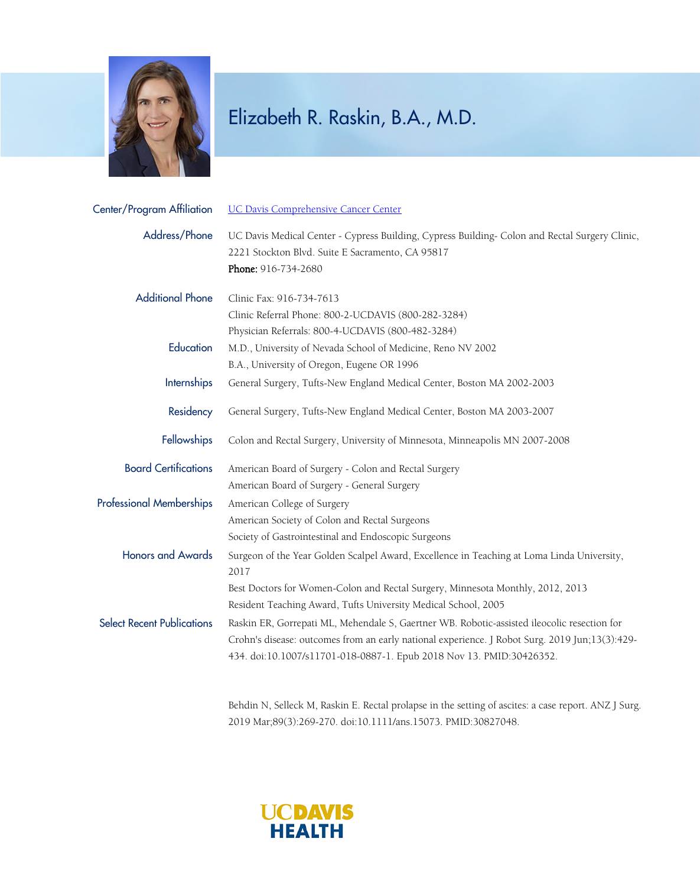# Elizabeth R. Raskin, B.A., M.D.

**Center/Program Affiliation**
[UC Davis Comprehensive Cancer Center]

**Address/Phone**
UC Davis Medical Center - Cypress Building, Cypress Building- Colon and Rectal Surgery Clinic, 2221 Stockton Blvd. Suite E Sacramento, CA 95817
**Phone:** 916-734-2680

**Additional Phone**
Clinic Fax: 916-734-7613
Clinic Referral Phone: 800-2-UCDAVIS (800-282-3284)
Physician Referrals: 800-4-UCDAVIS (800-482-3284)

**Education**
M.D., University of Nevada School of Medicine, Reno NV 2002
B.A., University of Oregon, Eugene OR 1996

**Internships**
General Surgery, Tufts-New England Medical Center, Boston MA 2002-2003

**Residency**
General Surgery, Tufts-New England Medical Center, Boston MA 2003-2007

**Fellowships**
Colon and Rectal Surgery, University of Minnesota, Minneapolis MN 2007-2008

**Board Certifications**
American Board of Surgery - Colon and Rectal Surgery
American Board of Surgery - General Surgery

**Professional Memberships**
American College of Surgery
American Society of Colon and Rectal Surgeons
Society of Gastrointestinal and Endoscopic Surgeons

**Honors and Awards**
Surgeon of the Year Golden Scalpel Award, Excellence in Teaching at Loma Linda University, 2017
Best Doctors for Women-Colon and Rectal Surgery, Minnesota Monthly, 2012, 2013
Resident Teaching Award, Tufts University Medical School, 2005

**Select Recent Publications**
Raskin ER, Gorrepati ML, Mehendale S, Gaertner WB. Robotic-assisted ileocolic resection for Crohn's disease: outcomes from an early national experience. J Robot Surg. 2019 Jun;13(3):429-434. doi:10.1007/s11701-018-0887-1. Epub 2018 Nov 13. PMID:30426352.

Behdin N, Selleck M, Raskin E. Rectal prolapse in the setting of ascites: a case report. ANZ J Surg. 2019 Mar;89(3):269-270. doi:10.1111/ans.15073. PMID:30827048.

UCDAVIS HEALTH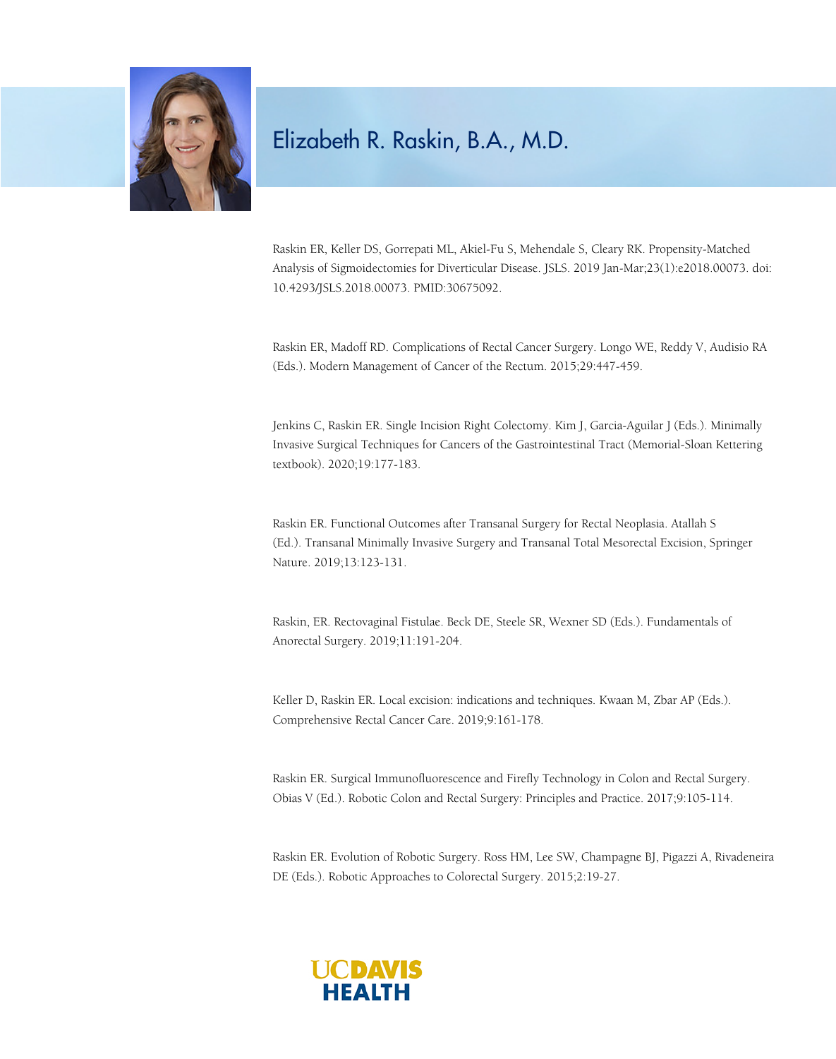# Elizabeth R. Raskin, B.A., M.D.

Raskin ER, Keller DS, Gorrepati ML, Akiel-Fu S, Mehendale S, Cleary RK. Propensity-Matched Analysis of Sigmoidectomies for Diverticular Disease. JSLS. 2019 Jan-Mar;23(1):e2018.00073. doi: 10.4293/JSLS.2018.00073. PMID:30675092.

Raskin ER, Madoff RD. Complications of Rectal Cancer Surgery. Longo WE, Reddy V, Audisio RA (Eds.). Modern Management of Cancer of the Rectum. 2015;29:447-459.

Jenkins C, Raskin ER. Single Incision Right Colectomy. Kim J, Garcia-Aguilar J (Eds.). Minimally Invasive Surgical Techniques for Cancers of the Gastrointestinal Tract (Memorial-Sloan Kettering textbook). 2020;19:177-183.

Raskin ER. Functional Outcomes after Transanal Surgery for Rectal Neoplasia. Atallah S (Ed.). Transanal Minimally Invasive Surgery and Transanal Total Mesorectal Excision, Springer Nature. 2019;13:123-131.

Raskin, ER. Rectovaginal Fistulae. Beck DE, Steele SR, Wexner SD (Eds.). Fundamentals of Anorectal Surgery. 2019;11:191-204.

Keller D, Raskin ER. Local excision: indications and techniques. Kwaan M, Zbar AP (Eds.). Comprehensive Rectal Cancer Care. 2019;9:161-178.

Raskin ER. Surgical Immunofluorescence and Firefly Technology in Colon and Rectal Surgery. Obias V (Ed.). Robotic Colon and Rectal Surgery: Principles and Practice. 2017;9:105-114.

Raskin ER. Evolution of Robotic Surgery. Ross HM, Lee SW, Champagne BJ, Pigazzi A, Rivadeneira DE (Eds.). Robotic Approaches to Colorectal Surgery. 2015;2:19-27.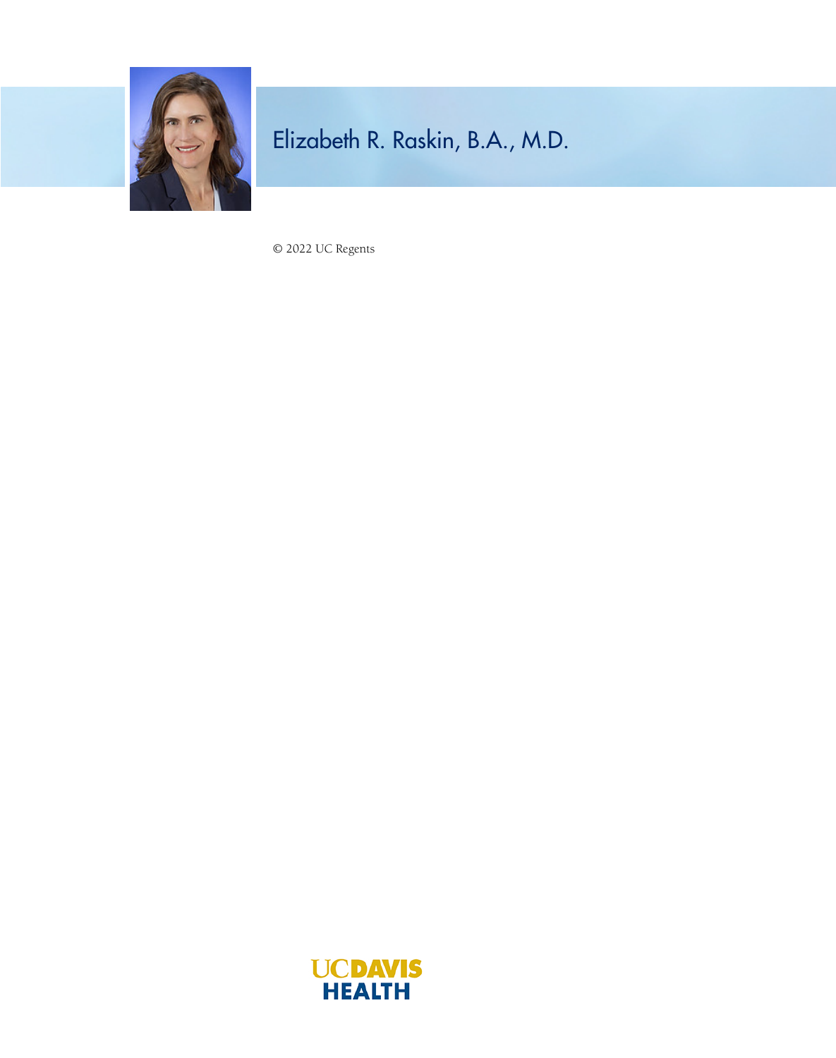# Elizabeth R. Raskin, B.A., M.D.

© 2022 UC Regents

UC DAVIS HEALTH